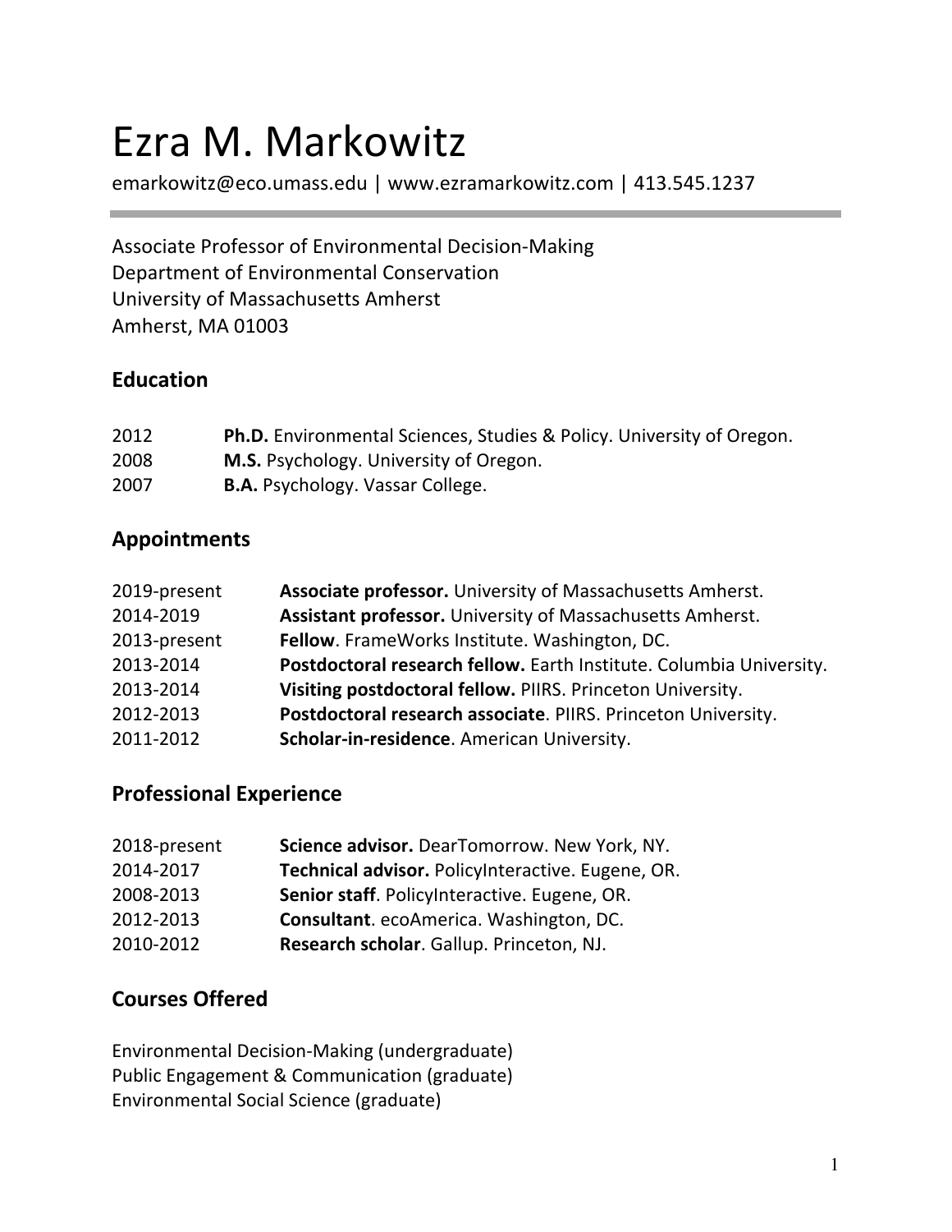# Ezra M. Markowitz

emarkowitz@eco.umass.edu | www.ezramarkowitz.com | 413.545.1237

Associate Professor of Environmental Decision-Making
Department of Environmental Conservation
University of Massachusetts Amherst
Amherst, MA 01003

## Education

| | |
|---|---|
| 2012 | **Ph.D.** Environmental Sciences, Studies & Policy. University of Oregon. |
| 2008 | **M.S.** Psychology. University of Oregon. |
| 2007 | **B.A.** Psychology. Vassar College. |

## Appointments

| | |
|---|---|
| 2019-present | **Associate professor.** University of Massachusetts Amherst. |
| 2014-2019 | **Assistant professor.** University of Massachusetts Amherst. |
| 2013-present | **Fellow**. FrameWorks Institute. Washington, DC. |
| 2013-2014 | **Postdoctoral research fellow.** Earth Institute. Columbia University. |
| 2013-2014 | **Visiting postdoctoral fellow.** PIIRS. Princeton University. |
| 2012-2013 | **Postdoctoral research associate**. PIIRS. Princeton University. |
| 2011-2012 | **Scholar-in-residence**. American University. |

## Professional Experience

| | |
|---|---|
| 2018-present | **Science advisor.** DearTomorrow. New York, NY. |
| 2014-2017 | **Technical advisor.** PolicyInteractive. Eugene, OR. |
| 2008-2013 | **Senior staff**. PolicyInteractive. Eugene, OR. |
| 2012-2013 | **Consultant**. ecoAmerica. Washington, DC. |
| 2010-2012 | **Research scholar**. Gallup. Princeton, NJ. |

## Courses Offered

Environmental Decision-Making (undergraduate)
Public Engagement & Communication (graduate)
Environmental Social Science (graduate)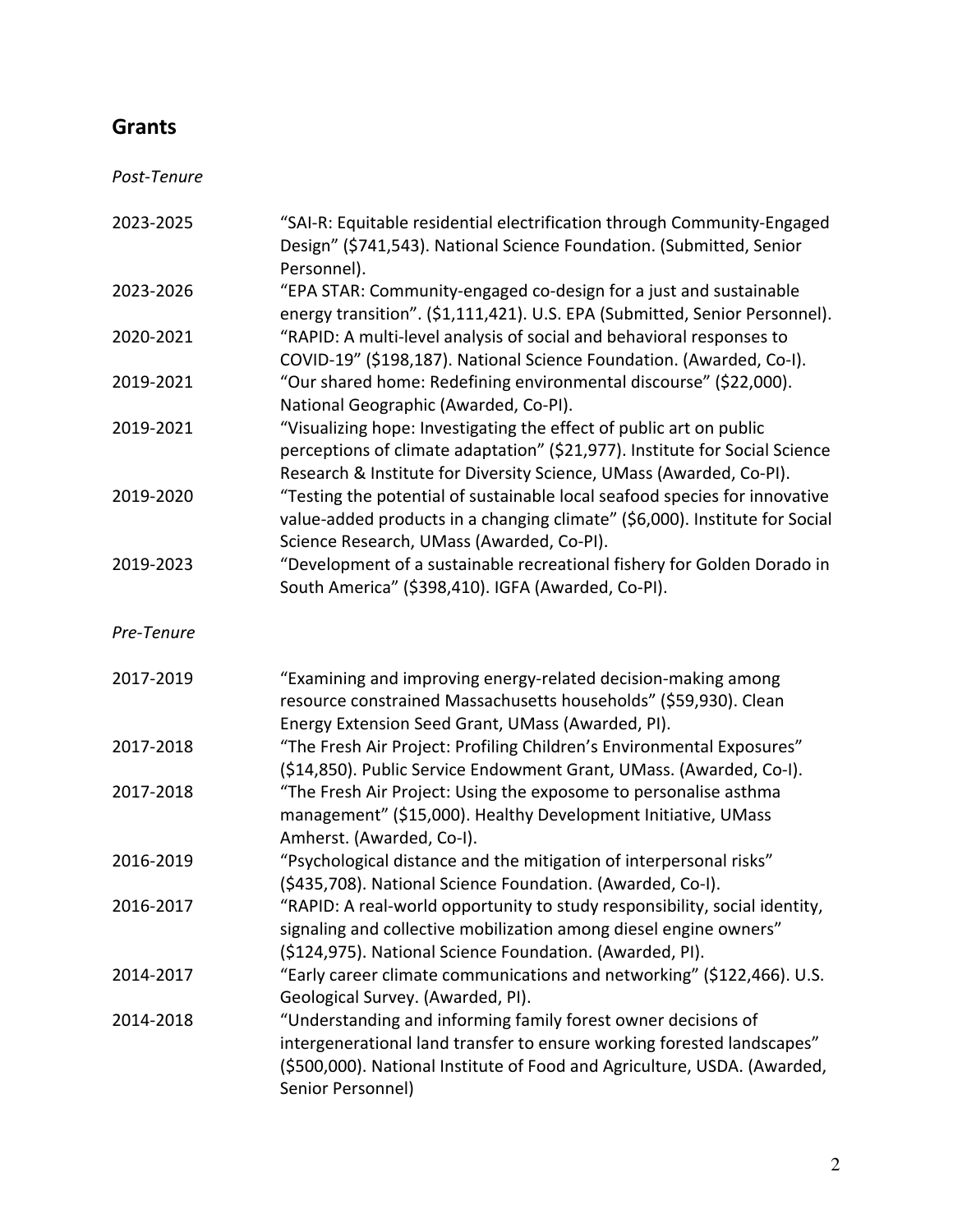## Grants

*Post-Tenure*

2023-2025 "SAI-R: Equitable residential electrification through Community-Engaged Design" ($741,543). National Science Foundation. (Submitted, Senior Personnel).

2023-2026 "EPA STAR: Community-engaged co-design for a just and sustainable energy transition". ($1,111,421). U.S. EPA (Submitted, Senior Personnel).

2020-2021 "RAPID: A multi-level analysis of social and behavioral responses to COVID-19" ($198,187). National Science Foundation. (Awarded, Co-I).

2019-2021 "Our shared home: Redefining environmental discourse" ($22,000). National Geographic (Awarded, Co-PI).

2019-2021 "Visualizing hope: Investigating the effect of public art on public perceptions of climate adaptation" ($21,977). Institute for Social Science Research & Institute for Diversity Science, UMass (Awarded, Co-PI).

2019-2020 "Testing the potential of sustainable local seafood species for innovative value-added products in a changing climate" ($6,000). Institute for Social Science Research, UMass (Awarded, Co-PI).

2019-2023 "Development of a sustainable recreational fishery for Golden Dorado in South America" ($398,410). IGFA (Awarded, Co-PI).

*Pre-Tenure*

2017-2019 "Examining and improving energy-related decision-making among resource constrained Massachusetts households" ($59,930). Clean Energy Extension Seed Grant, UMass (Awarded, PI).

2017-2018 "The Fresh Air Project: Profiling Children's Environmental Exposures" ($14,850). Public Service Endowment Grant, UMass. (Awarded, Co-I).

2017-2018 "The Fresh Air Project: Using the exposome to personalise asthma management" ($15,000). Healthy Development Initiative, UMass Amherst. (Awarded, Co-I).

2016-2019 "Psychological distance and the mitigation of interpersonal risks" ($435,708). National Science Foundation. (Awarded, Co-I).

2016-2017 "RAPID: A real-world opportunity to study responsibility, social identity, signaling and collective mobilization among diesel engine owners" ($124,975). National Science Foundation. (Awarded, PI).

2014-2017 "Early career climate communications and networking" ($122,466). U.S. Geological Survey. (Awarded, PI).

2014-2018 "Understanding and informing family forest owner decisions of intergenerational land transfer to ensure working forested landscapes" ($500,000). National Institute of Food and Agriculture, USDA. (Awarded, Senior Personnel)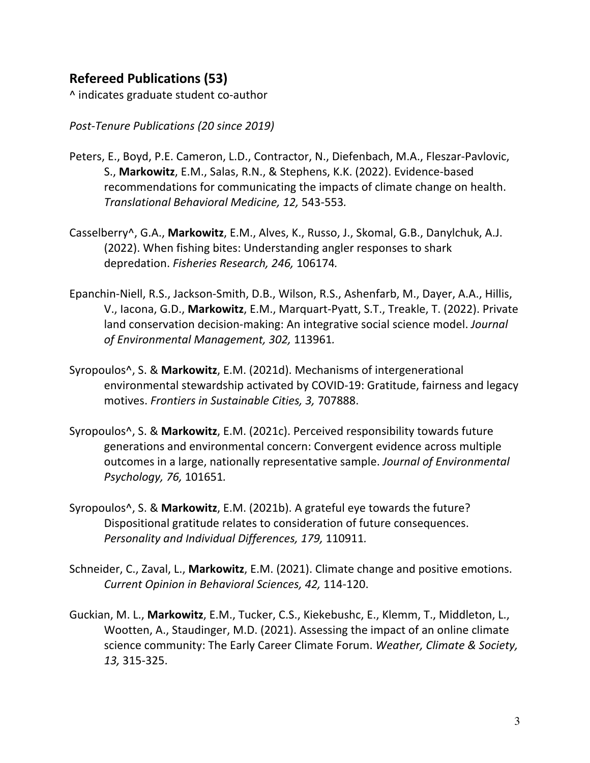## Refereed Publications (53)

^ indicates graduate student co-author

*Post-Tenure Publications (20 since 2019)*

Peters, E., Boyd, P.E. Cameron, L.D., Contractor, N., Diefenbach, M.A., Fleszar-Pavlovic, S., **Markowitz**, E.M., Salas, R.N., & Stephens, K.K. (2022). Evidence-based recommendations for communicating the impacts of climate change on health. *Translational Behavioral Medicine, 12,* 543-553.

Casselberry^, G.A., **Markowitz**, E.M., Alves, K., Russo, J., Skomal, G.B., Danylchuk, A.J. (2022). When fishing bites: Understanding angler responses to shark depredation. *Fisheries Research, 246,* 106174*.*

Epanchin-Niell, R.S., Jackson-Smith, D.B., Wilson, R.S., Ashenfarb, M., Dayer, A.A., Hillis, V., Iacona, G.D., **Markowitz**, E.M., Marquart-Pyatt, S.T., Treakle, T. (2022). Private land conservation decision-making: An integrative social science model. *Journal of Environmental Management, 302,* 113961*.*

Syropoulos^, S. & **Markowitz**, E.M. (2021d). Mechanisms of intergenerational environmental stewardship activated by COVID-19: Gratitude, fairness and legacy motives. *Frontiers in Sustainable Cities, 3,* 707888.

Syropoulos^, S. & **Markowitz**, E.M. (2021c). Perceived responsibility towards future generations and environmental concern: Convergent evidence across multiple outcomes in a large, nationally representative sample. *Journal of Environmental Psychology, 76,* 101651*.*

Syropoulos^, S. & **Markowitz**, E.M. (2021b). A grateful eye towards the future? Dispositional gratitude relates to consideration of future consequences. *Personality and Individual Differences, 179,* 110911*.*

Schneider, C., Zaval, L., **Markowitz**, E.M. (2021). Climate change and positive emotions. *Current Opinion in Behavioral Sciences, 42,* 114-120.

Guckian, M. L., **Markowitz**, E.M., Tucker, C.S., Kiekebushc, E., Klemm, T., Middleton, L., Wootten, A., Staudinger, M.D. (2021). Assessing the impact of an online climate science community: The Early Career Climate Forum. *Weather, Climate & Society, 13,* 315-325.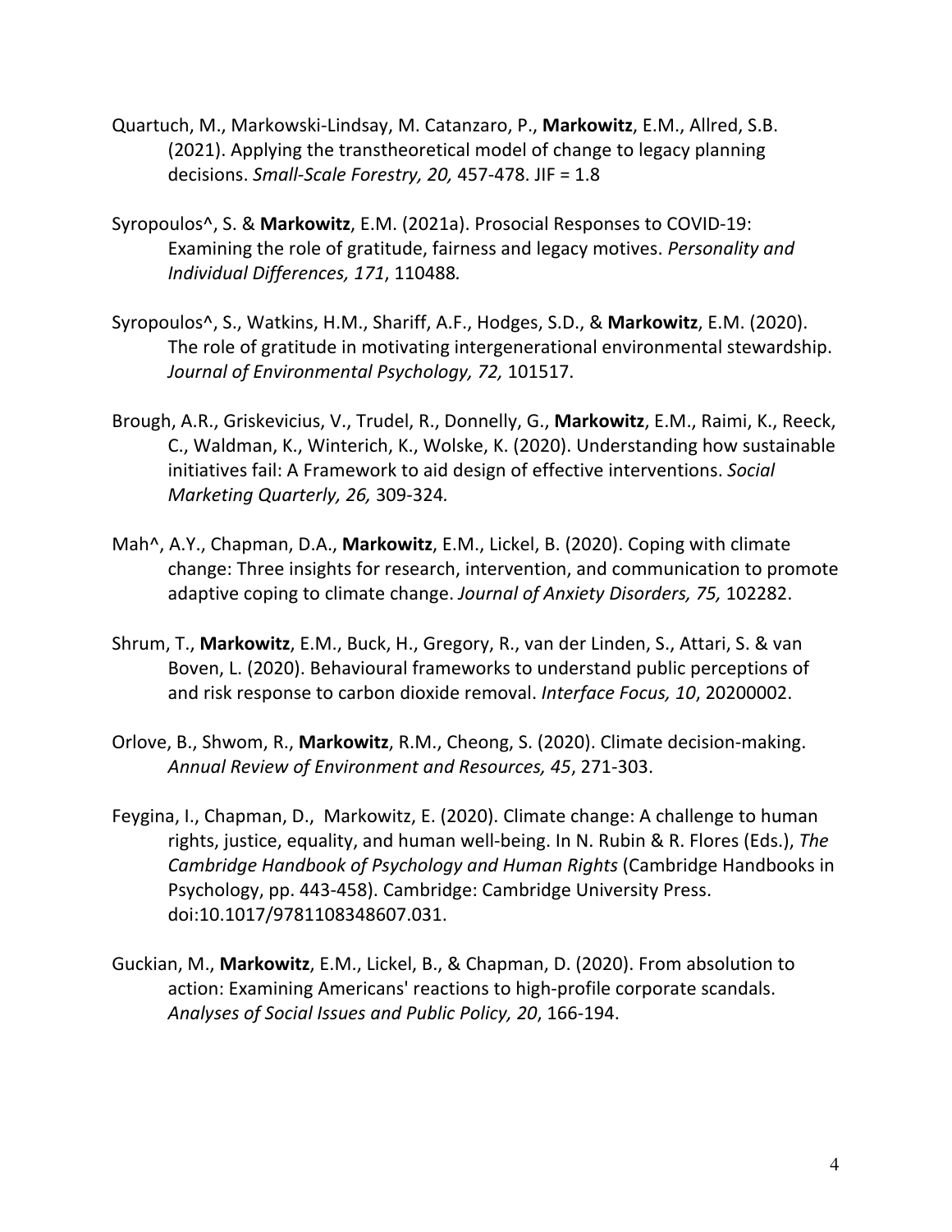Quartuch, M., Markowski-Lindsay, M. Catanzaro, P., **Markowitz**, E.M., Allred, S.B. (2021). Applying the transtheoretical model of change to legacy planning decisions. *Small-Scale Forestry, 20,* 457-478. JIF = 1.8

Syropoulos^, S. & **Markowitz**, E.M. (2021a). Prosocial Responses to COVID-19: Examining the role of gratitude, fairness and legacy motives. *Personality and Individual Differences, 171*, 110488*.*

Syropoulos^, S., Watkins, H.M., Shariff, A.F., Hodges, S.D., & **Markowitz**, E.M. (2020). The role of gratitude in motivating intergenerational environmental stewardship. *Journal of Environmental Psychology, 72,* 101517.

Brough, A.R., Griskevicius, V., Trudel, R., Donnelly, G., **Markowitz**, E.M., Raimi, K., Reeck, C., Waldman, K., Winterich, K., Wolske, K. (2020). Understanding how sustainable initiatives fail: A Framework to aid design of effective interventions. *Social Marketing Quarterly, 26,* 309-324*.*

Mah^, A.Y., Chapman, D.A., **Markowitz**, E.M., Lickel, B. (2020). Coping with climate change: Three insights for research, intervention, and communication to promote adaptive coping to climate change. *Journal of Anxiety Disorders, 75,* 102282.

Shrum, T., **Markowitz**, E.M., Buck, H., Gregory, R., van der Linden, S., Attari, S. & van Boven, L. (2020). Behavioural frameworks to understand public perceptions of and risk response to carbon dioxide removal. *Interface Focus, 10*, 20200002.

Orlove, B., Shwom, R., **Markowitz**, R.M., Cheong, S. (2020). Climate decision-making. *Annual Review of Environment and Resources, 45*, 271-303.

Feygina, I., Chapman, D., Markowitz, E. (2020). Climate change: A challenge to human rights, justice, equality, and human well-being. In N. Rubin & R. Flores (Eds.), *The Cambridge Handbook of Psychology and Human Rights* (Cambridge Handbooks in Psychology, pp. 443-458). Cambridge: Cambridge University Press. doi:10.1017/9781108348607.031.

Guckian, M., **Markowitz**, E.M., Lickel, B., & Chapman, D. (2020). From absolution to action: Examining Americans' reactions to high-profile corporate scandals. *Analyses of Social Issues and Public Policy, 20*, 166-194.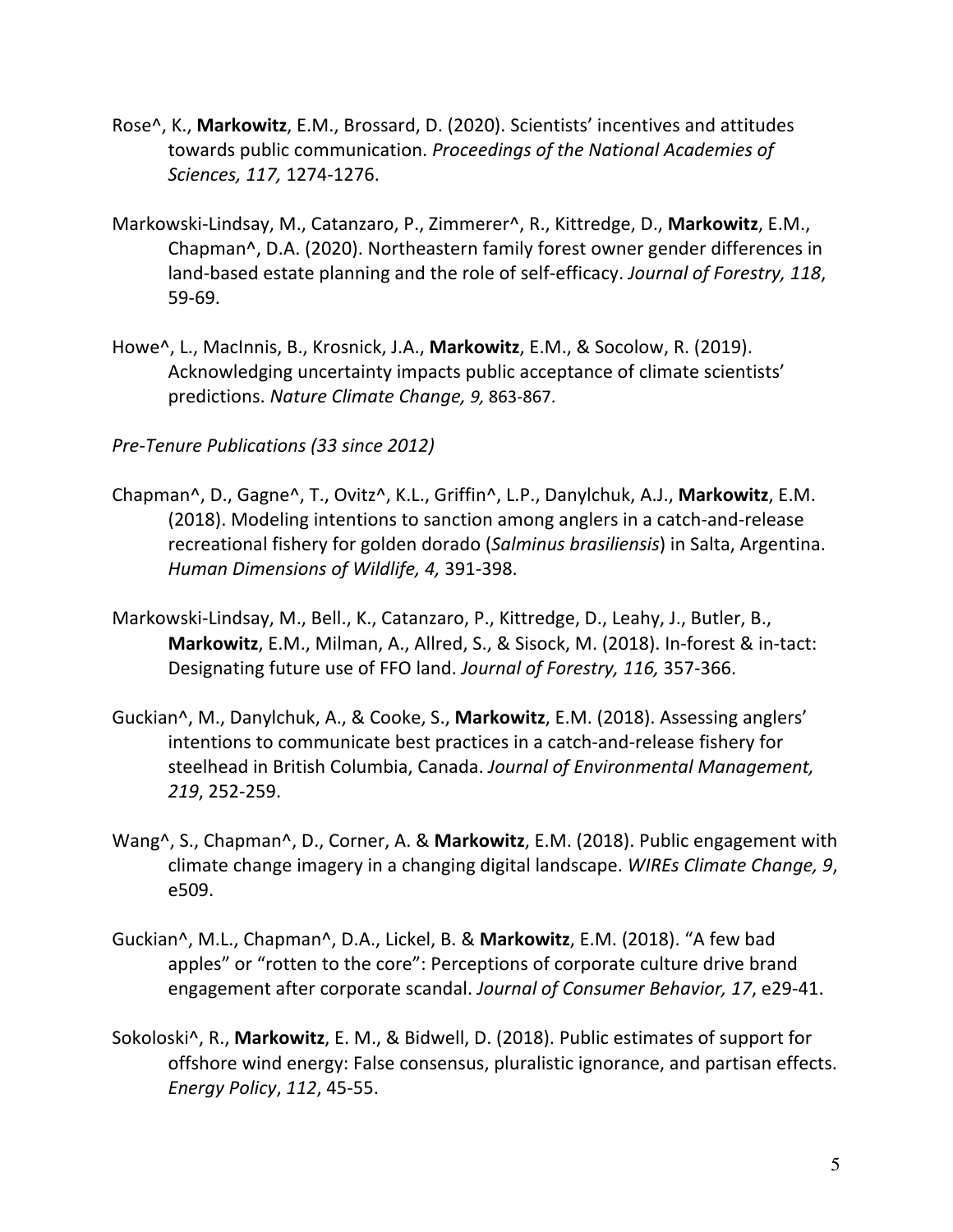Rose^, K., **Markowitz**, E.M., Brossard, D. (2020). Scientists' incentives and attitudes towards public communication. *Proceedings of the National Academies of Sciences, 117,* 1274-1276.

Markowski-Lindsay, M., Catanzaro, P., Zimmerer^, R., Kittredge, D., **Markowitz**, E.M., Chapman^, D.A. (2020). Northeastern family forest owner gender differences in land-based estate planning and the role of self-efficacy. *Journal of Forestry, 118*, 59-69.

Howe^, L., MacInnis, B., Krosnick, J.A., **Markowitz**, E.M., & Socolow, R. (2019). Acknowledging uncertainty impacts public acceptance of climate scientists' predictions. *Nature Climate Change, 9,* 863-867.

*Pre-Tenure Publications (33 since 2012)*

Chapman^, D., Gagne^, T., Ovitz^, K.L., Griffin^, L.P., Danylchuk, A.J., **Markowitz**, E.M. (2018). Modeling intentions to sanction among anglers in a catch-and-release recreational fishery for golden dorado (*Salminus brasiliensis*) in Salta, Argentina. *Human Dimensions of Wildlife, 4,* 391-398.

Markowski-Lindsay, M., Bell., K., Catanzaro, P., Kittredge, D., Leahy, J., Butler, B., **Markowitz**, E.M., Milman, A., Allred, S., & Sisock, M. (2018). In-forest & in-tact: Designating future use of FFO land. *Journal of Forestry, 116,* 357-366.

Guckian^, M., Danylchuk, A., & Cooke, S., **Markowitz**, E.M. (2018). Assessing anglers' intentions to communicate best practices in a catch-and-release fishery for steelhead in British Columbia, Canada. *Journal of Environmental Management, 219*, 252-259.

Wang^, S., Chapman^, D., Corner, A. & **Markowitz**, E.M. (2018). Public engagement with climate change imagery in a changing digital landscape. *WIREs Climate Change, 9*, e509.

Guckian^, M.L., Chapman^, D.A., Lickel, B. & **Markowitz**, E.M. (2018). "A few bad apples" or "rotten to the core": Perceptions of corporate culture drive brand engagement after corporate scandal. *Journal of Consumer Behavior, 17*, e29-41.

Sokoloski^, R., **Markowitz**, E. M., & Bidwell, D. (2018). Public estimates of support for offshore wind energy: False consensus, pluralistic ignorance, and partisan effects. *Energy Policy*, *112*, 45-55.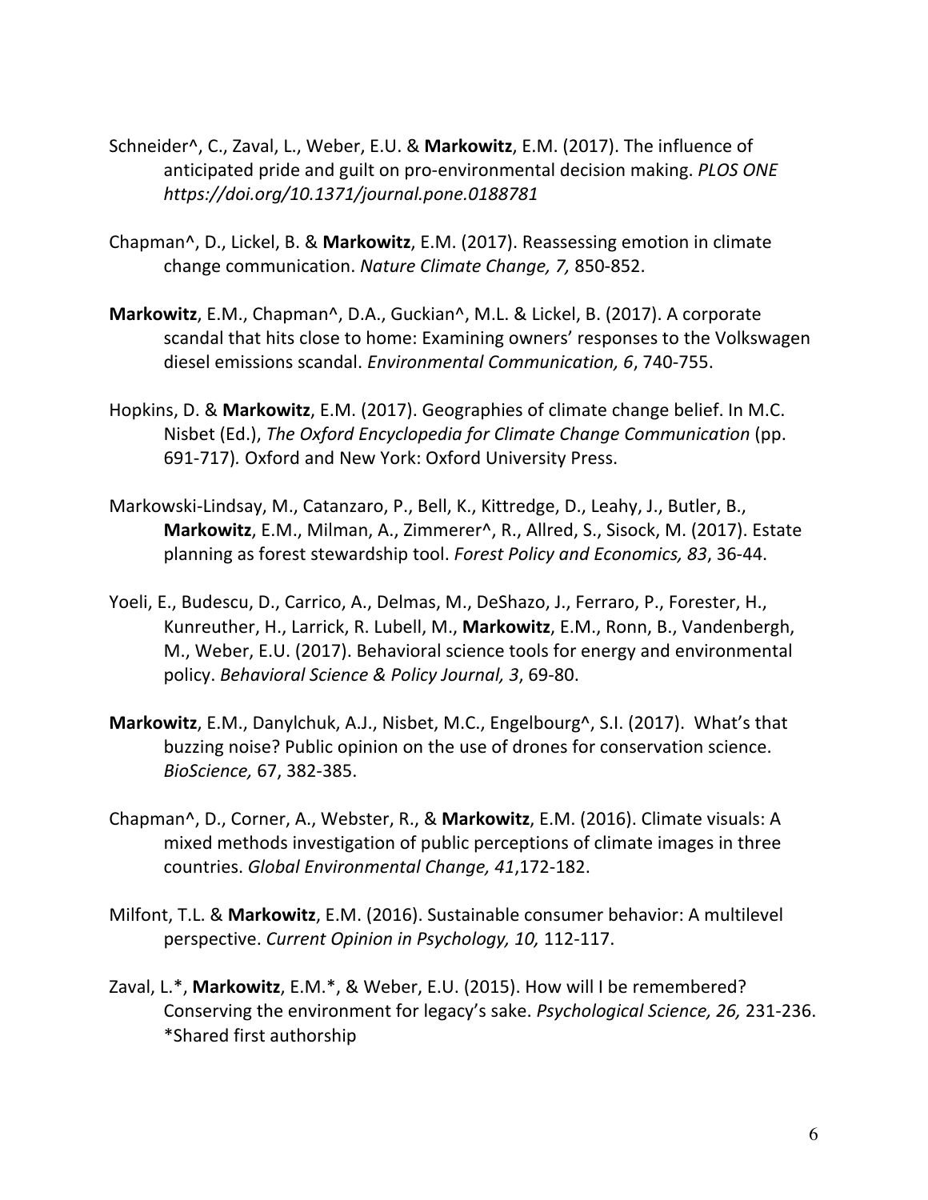Schneider^, C., Zaval, L., Weber, E.U. & **Markowitz**, E.M. (2017). The influence of anticipated pride and guilt on pro-environmental decision making. *PLOS ONE https://doi.org/10.1371/journal.pone.0188781*

Chapman^, D., Lickel, B. & **Markowitz**, E.M. (2017). Reassessing emotion in climate change communication. *Nature Climate Change, 7,* 850-852.

**Markowitz**, E.M., Chapman^, D.A., Guckian^, M.L. & Lickel, B. (2017). A corporate scandal that hits close to home: Examining owners' responses to the Volkswagen diesel emissions scandal. *Environmental Communication, 6*, 740-755.

Hopkins, D. & **Markowitz**, E.M. (2017). Geographies of climate change belief. In M.C. Nisbet (Ed.), *The Oxford Encyclopedia for Climate Change Communication* (pp. 691-717). Oxford and New York: Oxford University Press.

Markowski-Lindsay, M., Catanzaro, P., Bell, K., Kittredge, D., Leahy, J., Butler, B., **Markowitz**, E.M., Milman, A., Zimmerer^, R., Allred, S., Sisock, M. (2017). Estate planning as forest stewardship tool. *Forest Policy and Economics, 83*, 36-44.

Yoeli, E., Budescu, D., Carrico, A., Delmas, M., DeShazo, J., Ferraro, P., Forester, H., Kunreuther, H., Larrick, R. Lubell, M., **Markowitz**, E.M., Ronn, B., Vandenbergh, M., Weber, E.U. (2017). Behavioral science tools for energy and environmental policy. *Behavioral Science & Policy Journal, 3*, 69-80.

**Markowitz**, E.M., Danylchuk, A.J., Nisbet, M.C., Engelbourg^, S.I. (2017). What's that buzzing noise? Public opinion on the use of drones for conservation science. *BioScience,* 67, 382-385.

Chapman^, D., Corner, A., Webster, R., & **Markowitz**, E.M. (2016). Climate visuals: A mixed methods investigation of public perceptions of climate images in three countries. *Global Environmental Change, 41*,172-182.

Milfont, T.L. & **Markowitz**, E.M. (2016). Sustainable consumer behavior: A multilevel perspective. *Current Opinion in Psychology, 10,* 112-117.

Zaval, L.*, **Markowitz**, E.M.*, & Weber, E.U. (2015). How will I be remembered? Conserving the environment for legacy's sake. *Psychological Science, 26,* 231-236. *Shared first authorship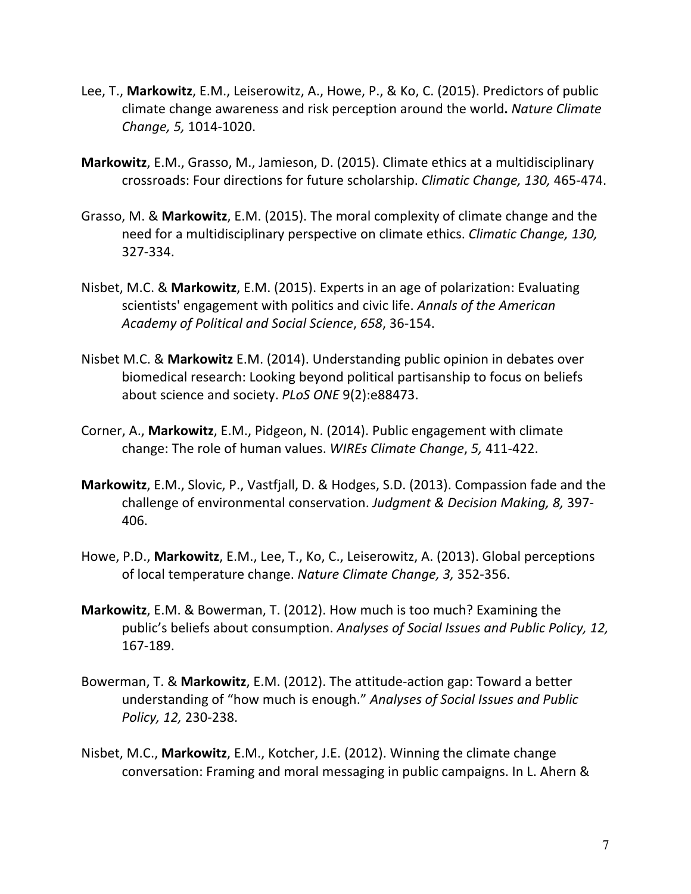Lee, T., **Markowitz**, E.M., Leiserowitz, A., Howe, P., & Ko, C. (2015). Predictors of public climate change awareness and risk perception around the world**.** *Nature Climate Change, 5,* 1014-1020.

**Markowitz**, E.M., Grasso, M., Jamieson, D. (2015). Climate ethics at a multidisciplinary crossroads: Four directions for future scholarship. *Climatic Change, 130,* 465-474.

Grasso, M. & **Markowitz**, E.M. (2015). The moral complexity of climate change and the need for a multidisciplinary perspective on climate ethics. *Climatic Change, 130,* 327-334.

Nisbet, M.C. & **Markowitz**, E.M. (2015). Experts in an age of polarization: Evaluating scientists' engagement with politics and civic life. *Annals of the American Academy of Political and Social Science*, *658*, 36-154.

Nisbet M.C. & **Markowitz** E.M. (2014). Understanding public opinion in debates over biomedical research: Looking beyond political partisanship to focus on beliefs about science and society. *PLoS ONE* 9(2):e88473.

Corner, A., **Markowitz**, E.M., Pidgeon, N. (2014). Public engagement with climate change: The role of human values. *WIREs Climate Change*, *5,* 411-422.

**Markowitz**, E.M., Slovic, P., Vastfjall, D. & Hodges, S.D. (2013). Compassion fade and the challenge of environmental conservation. *Judgment & Decision Making, 8,* 397-406.

Howe, P.D., **Markowitz**, E.M., Lee, T., Ko, C., Leiserowitz, A. (2013). Global perceptions of local temperature change. *Nature Climate Change, 3,* 352-356.

**Markowitz**, E.M. & Bowerman, T. (2012). How much is too much? Examining the public's beliefs about consumption. *Analyses of Social Issues and Public Policy, 12,* 167-189.

Bowerman, T. & **Markowitz**, E.M. (2012). The attitude-action gap: Toward a better understanding of "how much is enough." *Analyses of Social Issues and Public Policy, 12,* 230-238.

Nisbet, M.C., **Markowitz**, E.M., Kotcher, J.E. (2012). Winning the climate change conversation: Framing and moral messaging in public campaigns. In L. Ahern &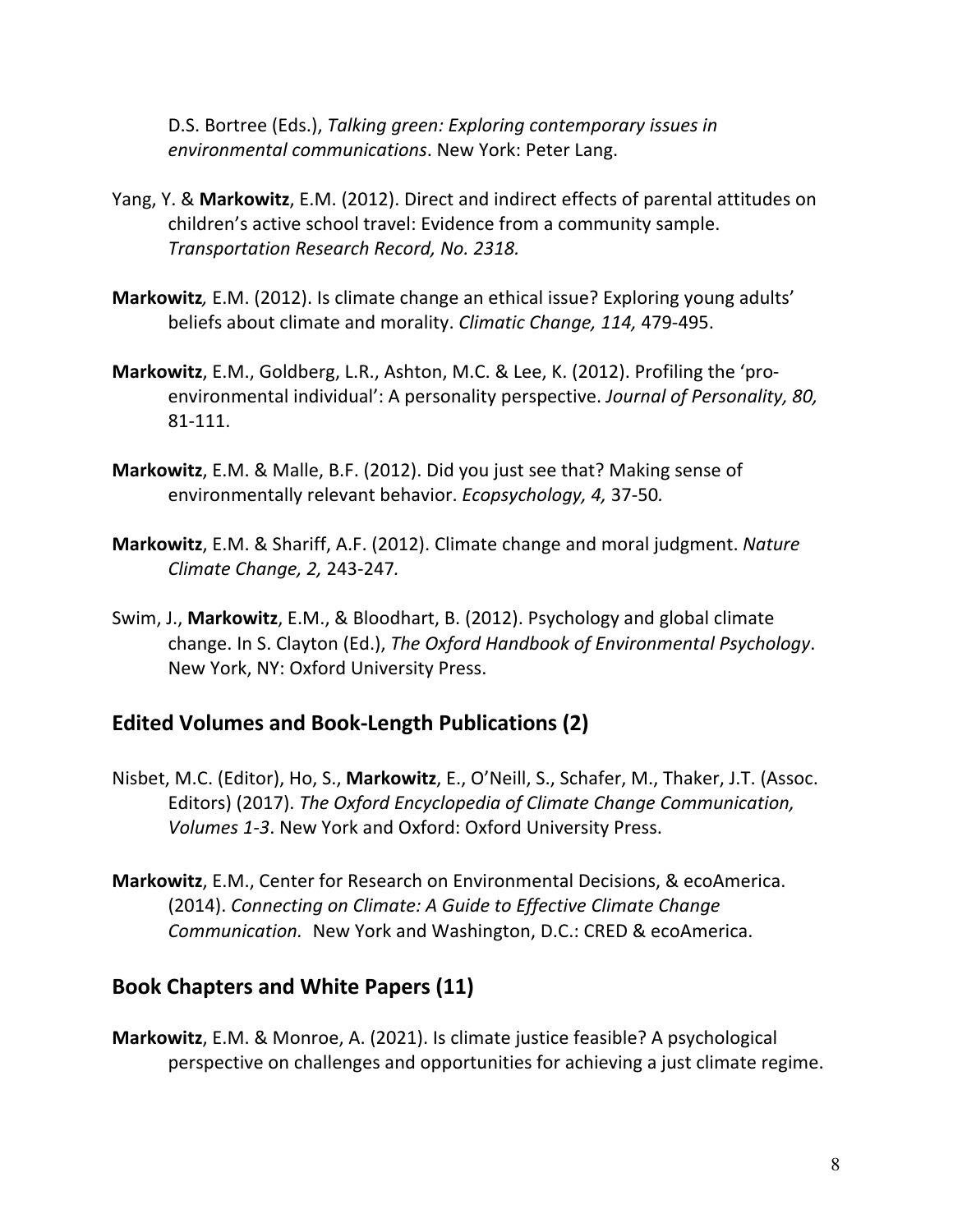D.S. Bortree (Eds.), *Talking green: Exploring contemporary issues in environmental communications*. New York: Peter Lang.

Yang, Y. & **Markowitz**, E.M. (2012). Direct and indirect effects of parental attitudes on children's active school travel: Evidence from a community sample. *Transportation Research Record, No. 2318.*

**Markowitz***,* E.M. (2012). Is climate change an ethical issue? Exploring young adults' beliefs about climate and morality. *Climatic Change, 114,* 479-495.

**Markowitz**, E.M., Goldberg, L.R., Ashton, M.C. & Lee, K. (2012). Profiling the 'pro-environmental individual': A personality perspective. *Journal of Personality, 80,* 81-111.

**Markowitz**, E.M. & Malle, B.F. (2012). Did you just see that? Making sense of environmentally relevant behavior. *Ecopsychology, 4,* 37-50*.*

**Markowitz**, E.M. & Shariff, A.F. (2012). Climate change and moral judgment. *Nature Climate Change, 2,* 243-247*.*

Swim, J., **Markowitz**, E.M., & Bloodhart, B. (2012). Psychology and global climate change. In S. Clayton (Ed.), *The Oxford Handbook of Environmental Psychology*. New York, NY: Oxford University Press.

## Edited Volumes and Book-Length Publications (2)

Nisbet, M.C. (Editor), Ho, S., **Markowitz**, E., O'Neill, S., Schafer, M., Thaker, J.T. (Assoc. Editors) (2017). *The Oxford Encyclopedia of Climate Change Communication, Volumes 1-3*. New York and Oxford: Oxford University Press.

**Markowitz**, E.M., Center for Research on Environmental Decisions, & ecoAmerica. (2014). *Connecting on Climate: A Guide to Effective Climate Change Communication.* New York and Washington, D.C.: CRED & ecoAmerica.

## Book Chapters and White Papers (11)

**Markowitz**, E.M. & Monroe, A. (2021). Is climate justice feasible? A psychological perspective on challenges and opportunities for achieving a just climate regime.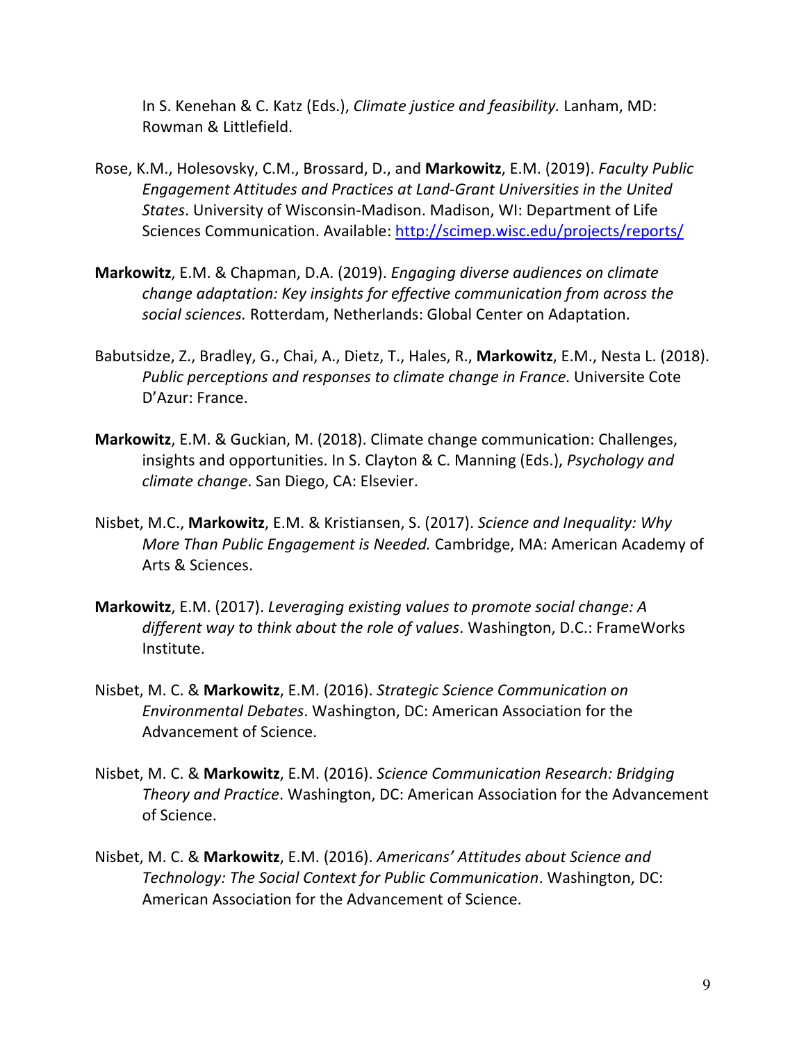In S. Kenehan & C. Katz (Eds.), *Climate justice and feasibility.* Lanham, MD: Rowman & Littlefield.

Rose, K.M., Holesovsky, C.M., Brossard, D., and **Markowitz**, E.M. (2019). *Faculty Public Engagement Attitudes and Practices at Land-Grant Universities in the United States*. University of Wisconsin-Madison. Madison, WI: Department of Life Sciences Communication. Available: [http://scimep.wisc.edu/projects/reports/](http://scimep.wisc.edu/projects/reports/)

**Markowitz**, E.M. & Chapman, D.A. (2019). *Engaging diverse audiences on climate change adaptation: Key insights for effective communication from across the social sciences.* Rotterdam, Netherlands: Global Center on Adaptation.

Babutsidze, Z., Bradley, G., Chai, A., Dietz, T., Hales, R., **Markowitz**, E.M., Nesta L. (2018). *Public perceptions and responses to climate change in France*. Universite Cote D'Azur: France.

**Markowitz**, E.M. & Guckian, M. (2018). Climate change communication: Challenges, insights and opportunities. In S. Clayton & C. Manning (Eds.), *Psychology and climate change*. San Diego, CA: Elsevier.

Nisbet, M.C., **Markowitz**, E.M. & Kristiansen, S. (2017). *Science and Inequality: Why More Than Public Engagement is Needed.* Cambridge, MA: American Academy of Arts & Sciences.

**Markowitz**, E.M. (2017). *Leveraging existing values to promote social change: A different way to think about the role of values*. Washington, D.C.: FrameWorks Institute.

Nisbet, M. C. & **Markowitz**, E.M. (2016). *Strategic Science Communication on Environmental Debates*. Washington, DC: American Association for the Advancement of Science.

Nisbet, M. C. & **Markowitz**, E.M. (2016). *Science Communication Research: Bridging Theory and Practice*. Washington, DC: American Association for the Advancement of Science.

Nisbet, M. C. & **Markowitz**, E.M. (2016). *Americans' Attitudes about Science and Technology: The Social Context for Public Communication*. Washington, DC: American Association for the Advancement of Science.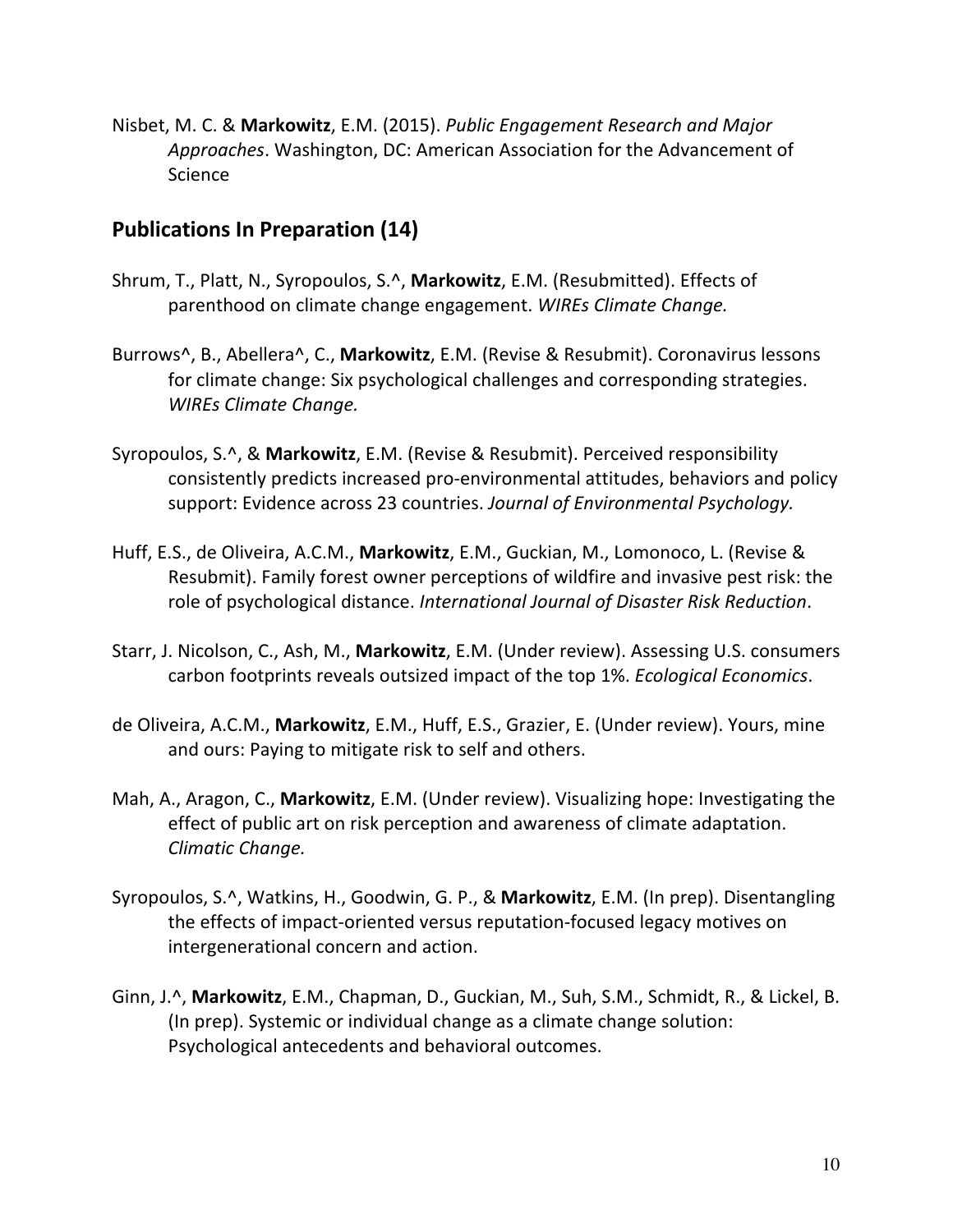Nisbet, M. C. & **Markowitz**, E.M. (2015). *Public Engagement Research and Major Approaches*. Washington, DC: American Association for the Advancement of Science

## Publications In Preparation (14)

Shrum, T., Platt, N., Syropoulos, S.^, **Markowitz**, E.M. (Resubmitted). Effects of parenthood on climate change engagement. *WIREs Climate Change.*

Burrows^, B., Abellera^, C., **Markowitz**, E.M. (Revise & Resubmit). Coronavirus lessons for climate change: Six psychological challenges and corresponding strategies. *WIREs Climate Change.*

Syropoulos, S.^, & **Markowitz**, E.M. (Revise & Resubmit). Perceived responsibility consistently predicts increased pro-environmental attitudes, behaviors and policy support: Evidence across 23 countries. *Journal of Environmental Psychology.*

Huff, E.S., de Oliveira, A.C.M., **Markowitz**, E.M., Guckian, M., Lomonoco, L. (Revise & Resubmit). Family forest owner perceptions of wildfire and invasive pest risk: the role of psychological distance. *International Journal of Disaster Risk Reduction*.

Starr, J. Nicolson, C., Ash, M., **Markowitz**, E.M. (Under review). Assessing U.S. consumers carbon footprints reveals outsized impact of the top 1%. *Ecological Economics*.

de Oliveira, A.C.M., **Markowitz**, E.M., Huff, E.S., Grazier, E. (Under review). Yours, mine and ours: Paying to mitigate risk to self and others.

Mah, A., Aragon, C., **Markowitz**, E.M. (Under review). Visualizing hope: Investigating the effect of public art on risk perception and awareness of climate adaptation. *Climatic Change.*

Syropoulos, S.^, Watkins, H., Goodwin, G. P., & **Markowitz**, E.M. (In prep). Disentangling the effects of impact-oriented versus reputation-focused legacy motives on intergenerational concern and action.

Ginn, J.^, **Markowitz**, E.M., Chapman, D., Guckian, M., Suh, S.M., Schmidt, R., & Lickel, B. (In prep). Systemic or individual change as a climate change solution: Psychological antecedents and behavioral outcomes.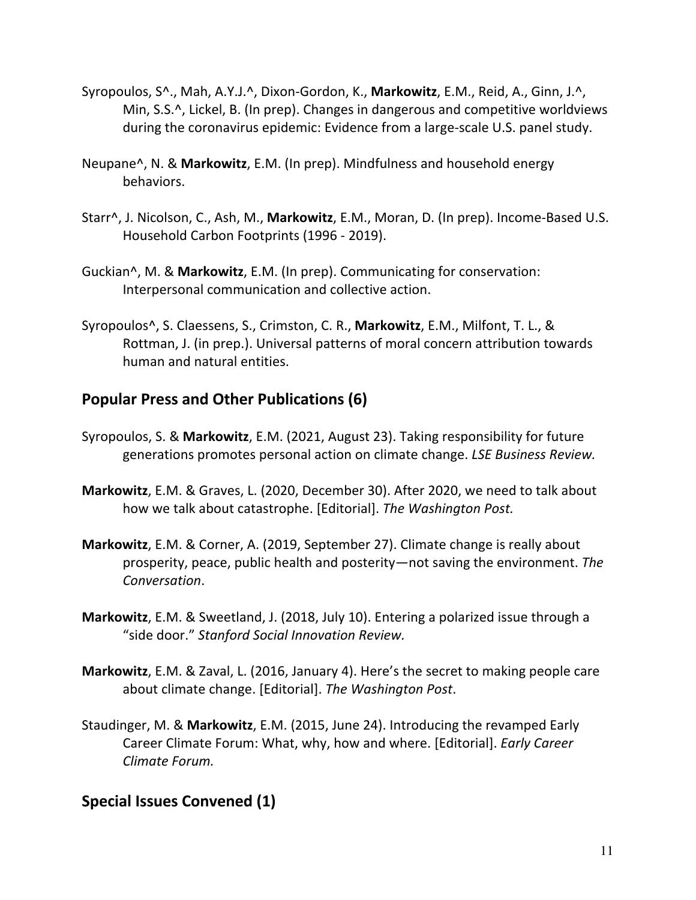Syropoulos, S^., Mah, A.Y.J.^, Dixon-Gordon, K., **Markowitz**, E.M., Reid, A., Ginn, J.^, Min, S.S.^, Lickel, B. (In prep). Changes in dangerous and competitive worldviews during the coronavirus epidemic: Evidence from a large-scale U.S. panel study.

Neupane^, N. & **Markowitz**, E.M. (In prep). Mindfulness and household energy behaviors.

Starr^, J. Nicolson, C., Ash, M., **Markowitz**, E.M., Moran, D. (In prep). Income-Based U.S. Household Carbon Footprints (1996 - 2019).

Guckian^, M. & **Markowitz**, E.M. (In prep). Communicating for conservation: Interpersonal communication and collective action.

Syropoulos^, S. Claessens, S., Crimston, C. R., **Markowitz**, E.M., Milfont, T. L., & Rottman, J. (in prep.). Universal patterns of moral concern attribution towards human and natural entities.

## Popular Press and Other Publications (6)

Syropoulos, S. & **Markowitz**, E.M. (2021, August 23). Taking responsibility for future generations promotes personal action on climate change. *LSE Business Review.*

**Markowitz**, E.M. & Graves, L. (2020, December 30). After 2020, we need to talk about how we talk about catastrophe. [Editorial]. *The Washington Post.*

**Markowitz**, E.M. & Corner, A. (2019, September 27). Climate change is really about prosperity, peace, public health and posterity—not saving the environment. *The Conversation*.

**Markowitz**, E.M. & Sweetland, J. (2018, July 10). Entering a polarized issue through a "side door." *Stanford Social Innovation Review.*

**Markowitz**, E.M. & Zaval, L. (2016, January 4). Here's the secret to making people care about climate change. [Editorial]. *The Washington Post*.

Staudinger, M. & **Markowitz**, E.M. (2015, June 24). Introducing the revamped Early Career Climate Forum: What, why, how and where. [Editorial]. *Early Career Climate Forum.*

## Special Issues Convened (1)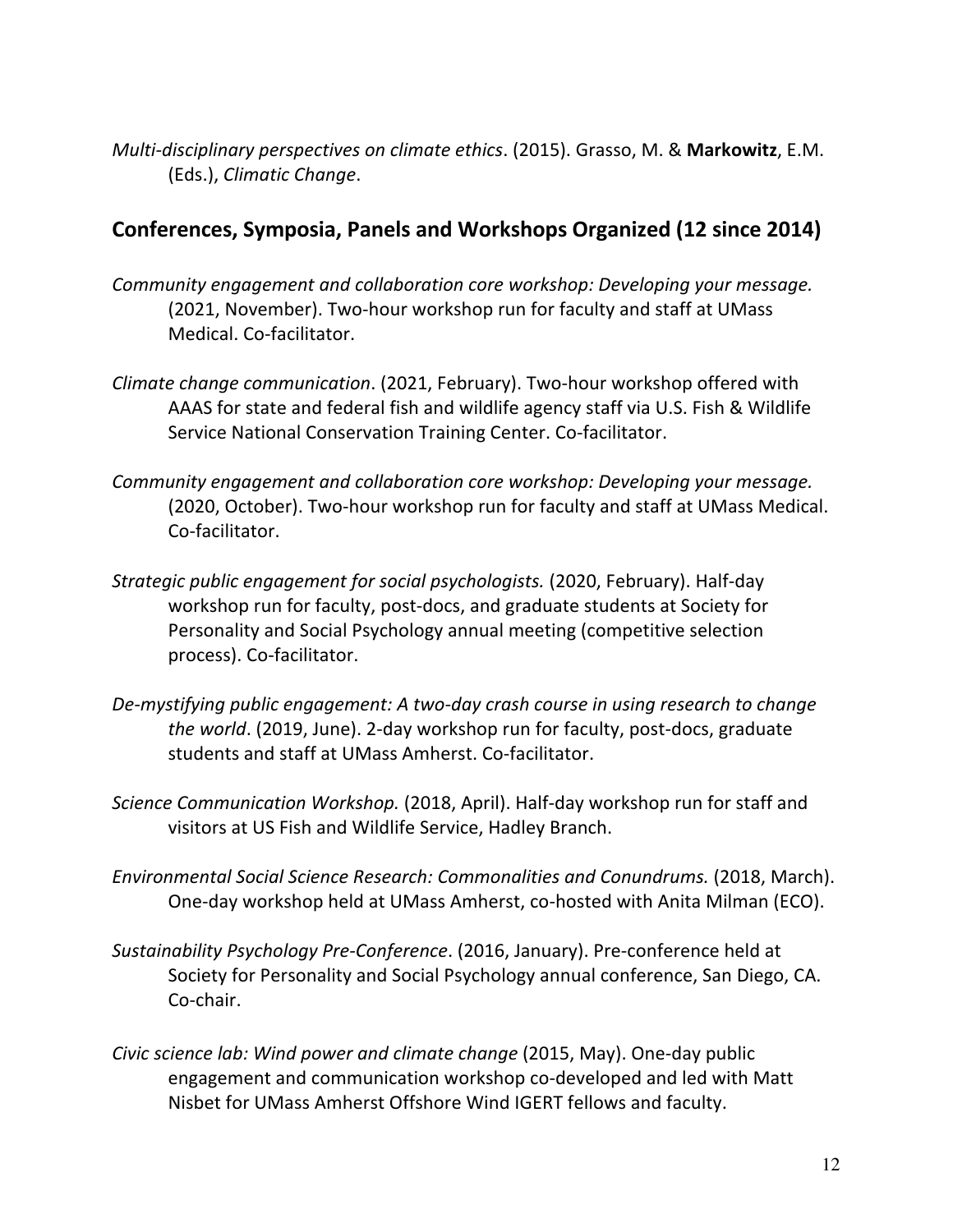*Multi-disciplinary perspectives on climate ethics*. (2015). Grasso, M. & **Markowitz**, E.M. (Eds.), *Climatic Change*.

## Conferences, Symposia, Panels and Workshops Organized (12 since 2014)

*Community engagement and collaboration core workshop: Developing your message.* (2021, November). Two-hour workshop run for faculty and staff at UMass Medical. Co-facilitator.

*Climate change communication*. (2021, February). Two-hour workshop offered with AAAS for state and federal fish and wildlife agency staff via U.S. Fish & Wildlife Service National Conservation Training Center. Co-facilitator.

*Community engagement and collaboration core workshop: Developing your message.* (2020, October). Two-hour workshop run for faculty and staff at UMass Medical. Co-facilitator.

*Strategic public engagement for social psychologists.* (2020, February). Half-day workshop run for faculty, post-docs, and graduate students at Society for Personality and Social Psychology annual meeting (competitive selection process). Co-facilitator.

*De-mystifying public engagement: A two-day crash course in using research to change the world*. (2019, June). 2-day workshop run for faculty, post-docs, graduate students and staff at UMass Amherst. Co-facilitator.

*Science Communication Workshop.* (2018, April). Half-day workshop run for staff and visitors at US Fish and Wildlife Service, Hadley Branch.

*Environmental Social Science Research: Commonalities and Conundrums.* (2018, March). One-day workshop held at UMass Amherst, co-hosted with Anita Milman (ECO).

*Sustainability Psychology Pre-Conference*. (2016, January). Pre-conference held at Society for Personality and Social Psychology annual conference, San Diego, CA. Co-chair.

*Civic science lab: Wind power and climate change* (2015, May). One-day public engagement and communication workshop co-developed and led with Matt Nisbet for UMass Amherst Offshore Wind IGERT fellows and faculty.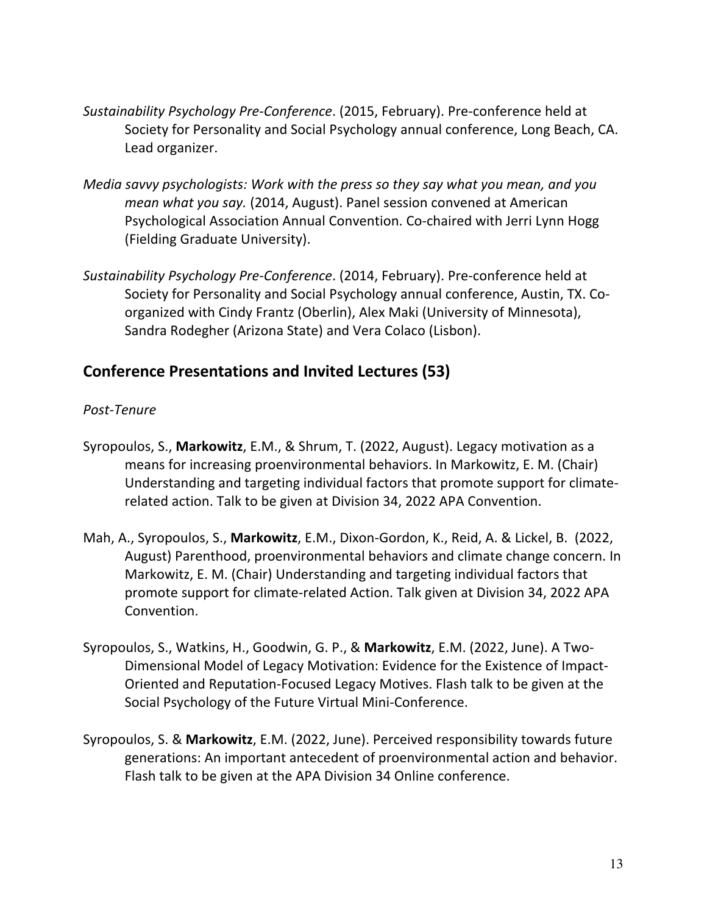*Sustainability Psychology Pre-Conference*. (2015, February). Pre-conference held at Society for Personality and Social Psychology annual conference, Long Beach, CA. Lead organizer.

*Media savvy psychologists: Work with the press so they say what you mean, and you mean what you say.* (2014, August). Panel session convened at American Psychological Association Annual Convention. Co-chaired with Jerri Lynn Hogg (Fielding Graduate University).

*Sustainability Psychology Pre-Conference*. (2014, February). Pre-conference held at Society for Personality and Social Psychology annual conference, Austin, TX. Co-organized with Cindy Frantz (Oberlin), Alex Maki (University of Minnesota), Sandra Rodegher (Arizona State) and Vera Colaco (Lisbon).

## Conference Presentations and Invited Lectures (53)

*Post-Tenure*

Syropoulos, S., **Markowitz**, E.M., & Shrum, T. (2022, August). Legacy motivation as a means for increasing proenvironmental behaviors. In Markowitz, E. M. (Chair) Understanding and targeting individual factors that promote support for climate-related action. Talk to be given at Division 34, 2022 APA Convention.

Mah, A., Syropoulos, S., **Markowitz**, E.M., Dixon-Gordon, K., Reid, A. & Lickel, B. (2022, August) Parenthood, proenvironmental behaviors and climate change concern. In Markowitz, E. M. (Chair) Understanding and targeting individual factors that promote support for climate-related Action. Talk given at Division 34, 2022 APA Convention.

Syropoulos, S., Watkins, H., Goodwin, G. P., & **Markowitz**, E.M. (2022, June). A Two-Dimensional Model of Legacy Motivation: Evidence for the Existence of Impact-Oriented and Reputation-Focused Legacy Motives. Flash talk to be given at the Social Psychology of the Future Virtual Mini-Conference.

Syropoulos, S. & **Markowitz**, E.M. (2022, June). Perceived responsibility towards future generations: An important antecedent of proenvironmental action and behavior. Flash talk to be given at the APA Division 34 Online conference.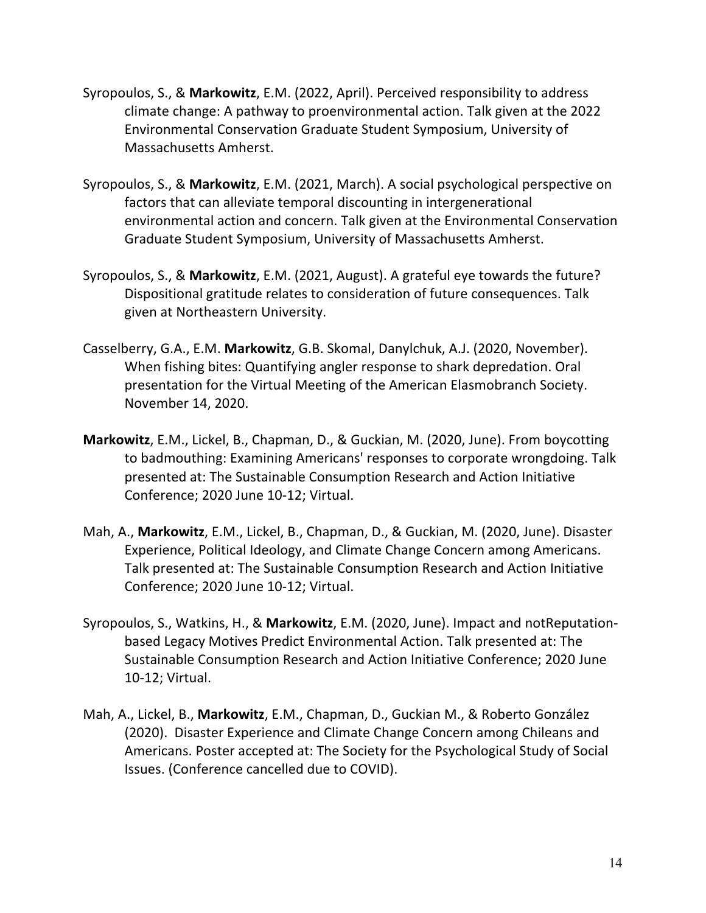Syropoulos, S., & **Markowitz**, E.M. (2022, April). Perceived responsibility to address climate change: A pathway to proenvironmental action. Talk given at the 2022 Environmental Conservation Graduate Student Symposium, University of Massachusetts Amherst.

Syropoulos, S., & **Markowitz**, E.M. (2021, March). A social psychological perspective on factors that can alleviate temporal discounting in intergenerational environmental action and concern. Talk given at the Environmental Conservation Graduate Student Symposium, University of Massachusetts Amherst.

Syropoulos, S., & **Markowitz**, E.M. (2021, August). A grateful eye towards the future? Dispositional gratitude relates to consideration of future consequences. Talk given at Northeastern University.

Casselberry, G.A., E.M. **Markowitz**, G.B. Skomal, Danylchuk, A.J. (2020, November). When fishing bites: Quantifying angler response to shark depredation. Oral presentation for the Virtual Meeting of the American Elasmobranch Society. November 14, 2020.

**Markowitz**, E.M., Lickel, B., Chapman, D., & Guckian, M. (2020, June). From boycotting to badmouthing: Examining Americans' responses to corporate wrongdoing. Talk presented at: The Sustainable Consumption Research and Action Initiative Conference; 2020 June 10-12; Virtual.

Mah, A., **Markowitz**, E.M., Lickel, B., Chapman, D., & Guckian, M. (2020, June). Disaster Experience, Political Ideology, and Climate Change Concern among Americans. Talk presented at: The Sustainable Consumption Research and Action Initiative Conference; 2020 June 10-12; Virtual.

Syropoulos, S., Watkins, H., & **Markowitz**, E.M. (2020, June). Impact and notReputation-based Legacy Motives Predict Environmental Action. Talk presented at: The Sustainable Consumption Research and Action Initiative Conference; 2020 June 10-12; Virtual.

Mah, A., Lickel, B., **Markowitz**, E.M., Chapman, D., Guckian M., & Roberto González (2020). Disaster Experience and Climate Change Concern among Chileans and Americans. Poster accepted at: The Society for the Psychological Study of Social Issues. (Conference cancelled due to COVID).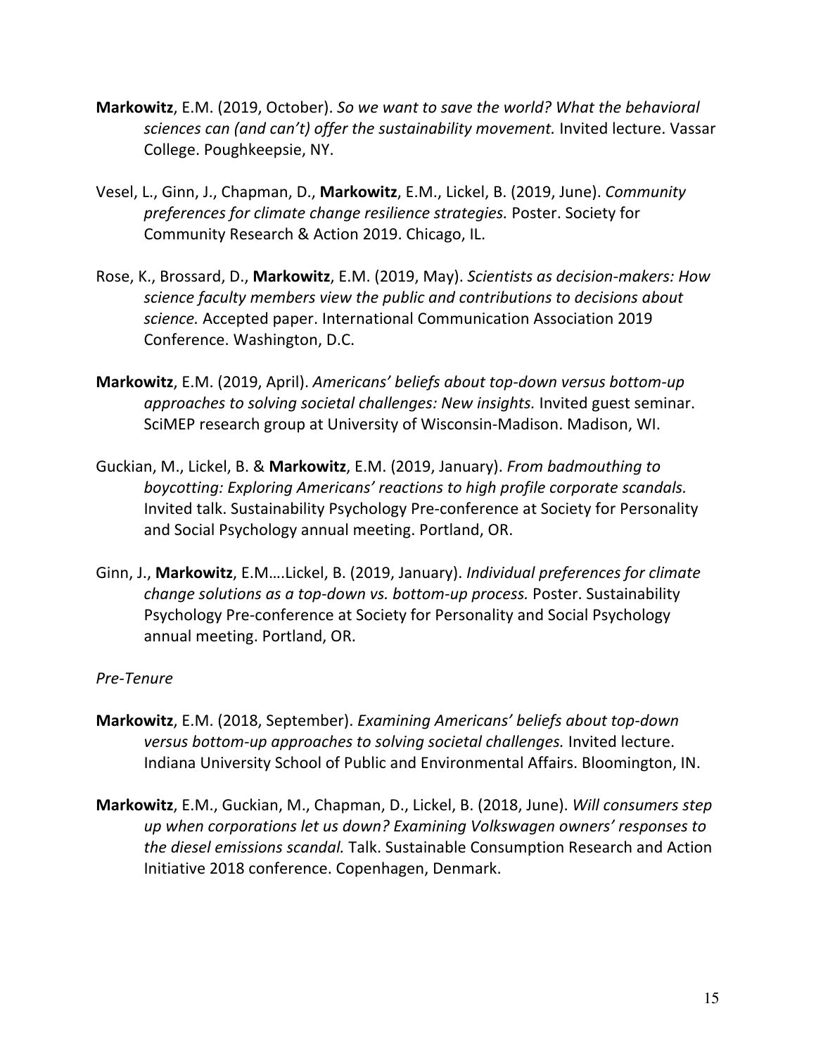**Markowitz**, E.M. (2019, October). *So we want to save the world? What the behavioral sciences can (and can't) offer the sustainability movement.* Invited lecture. Vassar College. Poughkeepsie, NY.

Vesel, L., Ginn, J., Chapman, D., **Markowitz**, E.M., Lickel, B. (2019, June). *Community preferences for climate change resilience strategies.* Poster. Society for Community Research & Action 2019. Chicago, IL.

Rose, K., Brossard, D., **Markowitz**, E.M. (2019, May). *Scientists as decision-makers: How science faculty members view the public and contributions to decisions about science.* Accepted paper. International Communication Association 2019 Conference. Washington, D.C.

**Markowitz**, E.M. (2019, April). *Americans' beliefs about top-down versus bottom-up approaches to solving societal challenges: New insights.* Invited guest seminar. SciMEP research group at University of Wisconsin-Madison. Madison, WI.

Guckian, M., Lickel, B. & **Markowitz**, E.M. (2019, January). *From badmouthing to boycotting: Exploring Americans' reactions to high profile corporate scandals.* Invited talk. Sustainability Psychology Pre-conference at Society for Personality and Social Psychology annual meeting. Portland, OR.

Ginn, J., **Markowitz**, E.M….Lickel, B. (2019, January). *Individual preferences for climate change solutions as a top-down vs. bottom-up process.* Poster. Sustainability Psychology Pre-conference at Society for Personality and Social Psychology annual meeting. Portland, OR.

*Pre-Tenure*

**Markowitz**, E.M. (2018, September). *Examining Americans' beliefs about top-down versus bottom-up approaches to solving societal challenges.* Invited lecture. Indiana University School of Public and Environmental Affairs. Bloomington, IN.

**Markowitz**, E.M., Guckian, M., Chapman, D., Lickel, B. (2018, June). *Will consumers step up when corporations let us down? Examining Volkswagen owners' responses to the diesel emissions scandal.* Talk. Sustainable Consumption Research and Action Initiative 2018 conference. Copenhagen, Denmark.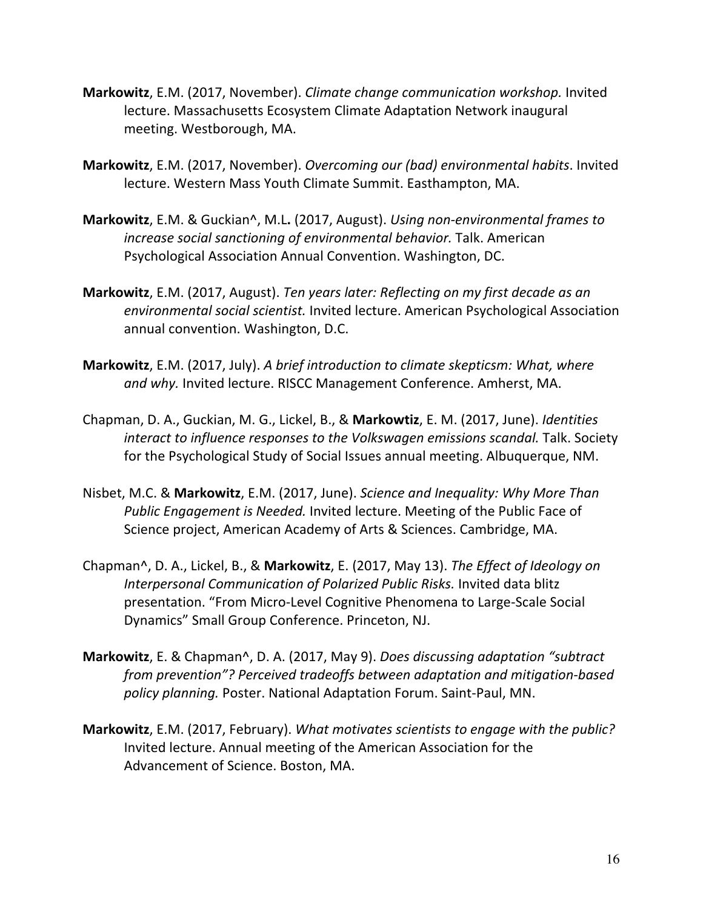**Markowitz**, E.M. (2017, November). *Climate change communication workshop.* Invited lecture. Massachusetts Ecosystem Climate Adaptation Network inaugural meeting. Westborough, MA.

**Markowitz**, E.M. (2017, November). *Overcoming our (bad) environmental habits*. Invited lecture. Western Mass Youth Climate Summit. Easthampton, MA.

**Markowitz**, E.M. & Guckian^, M.L**.** (2017, August). *Using non-environmental frames to increase social sanctioning of environmental behavior.* Talk. American Psychological Association Annual Convention. Washington, DC.

**Markowitz**, E.M. (2017, August). *Ten years later: Reflecting on my first decade as an environmental social scientist.* Invited lecture. American Psychological Association annual convention. Washington, D.C.

**Markowitz**, E.M. (2017, July). *A brief introduction to climate skepticsm: What, where and why.* Invited lecture. RISCC Management Conference. Amherst, MA.

Chapman, D. A., Guckian, M. G., Lickel, B., & **Markowtiz**, E. M. (2017, June). *Identities interact to influence responses to the Volkswagen emissions scandal.* Talk. Society for the Psychological Study of Social Issues annual meeting. Albuquerque, NM.

Nisbet, M.C. & **Markowitz**, E.M. (2017, June). *Science and Inequality: Why More Than Public Engagement is Needed.* Invited lecture. Meeting of the Public Face of Science project, American Academy of Arts & Sciences. Cambridge, MA.

Chapman^, D. A., Lickel, B., & **Markowitz**, E. (2017, May 13). *The Effect of Ideology on Interpersonal Communication of Polarized Public Risks.* Invited data blitz presentation. "From Micro-Level Cognitive Phenomena to Large-Scale Social Dynamics" Small Group Conference. Princeton, NJ.

**Markowitz**, E. & Chapman^, D. A. (2017, May 9). *Does discussing adaptation "subtract from prevention"? Perceived tradeoffs between adaptation and mitigation-based policy planning.* Poster. National Adaptation Forum. Saint-Paul, MN.

**Markowitz**, E.M. (2017, February). *What motivates scientists to engage with the public?* Invited lecture. Annual meeting of the American Association for the Advancement of Science. Boston, MA.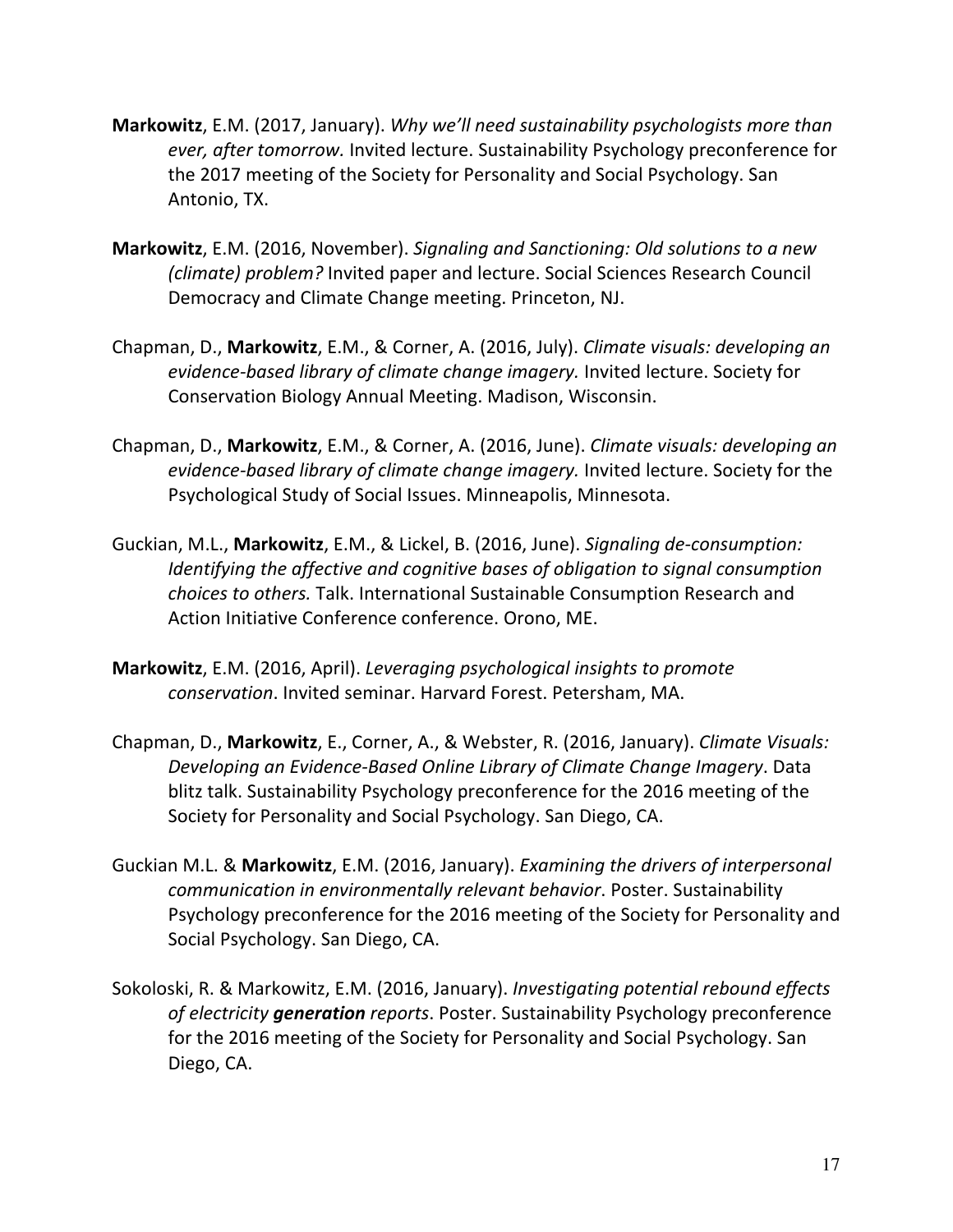**Markowitz**, E.M. (2017, January). *Why we'll need sustainability psychologists more than ever, after tomorrow.* Invited lecture. Sustainability Psychology preconference for the 2017 meeting of the Society for Personality and Social Psychology. San Antonio, TX.

**Markowitz**, E.M. (2016, November). *Signaling and Sanctioning: Old solutions to a new (climate) problem?* Invited paper and lecture. Social Sciences Research Council Democracy and Climate Change meeting. Princeton, NJ.

Chapman, D., **Markowitz**, E.M., & Corner, A. (2016, July). *Climate visuals: developing an evidence-based library of climate change imagery.* Invited lecture. Society for Conservation Biology Annual Meeting. Madison, Wisconsin.

Chapman, D., **Markowitz**, E.M., & Corner, A. (2016, June). *Climate visuals: developing an evidence-based library of climate change imagery.* Invited lecture. Society for the Psychological Study of Social Issues. Minneapolis, Minnesota.

Guckian, M.L., **Markowitz**, E.M., & Lickel, B. (2016, June). *Signaling de-consumption: Identifying the affective and cognitive bases of obligation to signal consumption choices to others.* Talk. International Sustainable Consumption Research and Action Initiative Conference conference. Orono, ME.

**Markowitz**, E.M. (2016, April). *Leveraging psychological insights to promote conservation*. Invited seminar. Harvard Forest. Petersham, MA.

Chapman, D., **Markowitz**, E., Corner, A., & Webster, R. (2016, January). *Climate Visuals: Developing an Evidence-Based Online Library of Climate Change Imagery*. Data blitz talk. Sustainability Psychology preconference for the 2016 meeting of the Society for Personality and Social Psychology. San Diego, CA.

Guckian M.L. & **Markowitz**, E.M. (2016, January). *Examining the drivers of interpersonal communication in environmentally relevant behavior*. Poster. Sustainability Psychology preconference for the 2016 meeting of the Society for Personality and Social Psychology. San Diego, CA.

Sokoloski, R. & Markowitz, E.M. (2016, January). *Investigating potential rebound effects of electricity **generation** reports*. Poster. Sustainability Psychology preconference for the 2016 meeting of the Society for Personality and Social Psychology. San Diego, CA.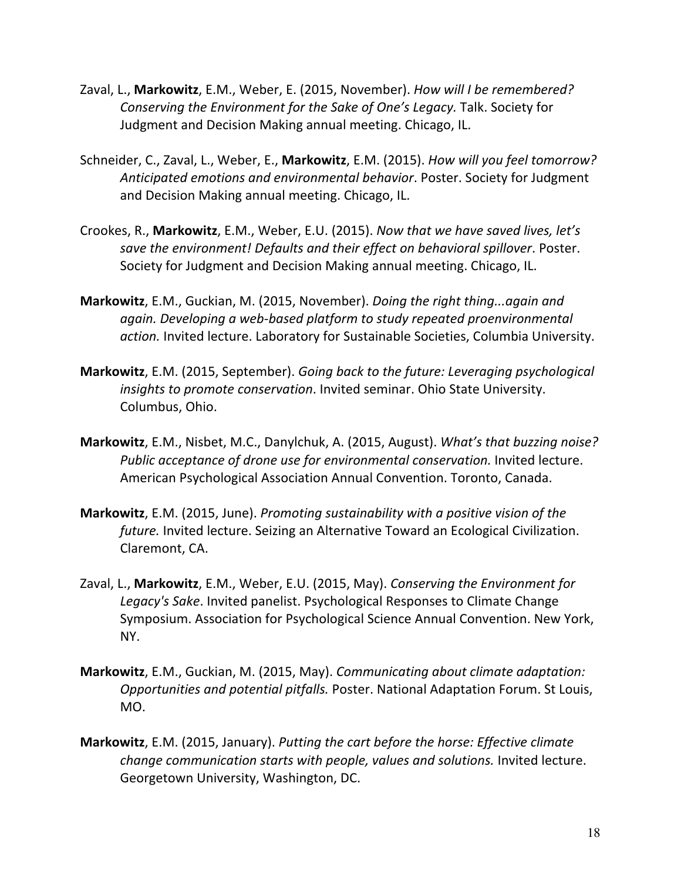Zaval, L., **Markowitz**, E.M., Weber, E. (2015, November). *How will I be remembered? Conserving the Environment for the Sake of One's Legacy.* Talk. Society for Judgment and Decision Making annual meeting. Chicago, IL.

Schneider, C., Zaval, L., Weber, E., **Markowitz**, E.M. (2015). *How will you feel tomorrow? Anticipated emotions and environmental behavior*. Poster. Society for Judgment and Decision Making annual meeting. Chicago, IL.

Crookes, R., **Markowitz**, E.M., Weber, E.U. (2015). *Now that we have saved lives, let's save the environment! Defaults and their effect on behavioral spillover*. Poster. Society for Judgment and Decision Making annual meeting. Chicago, IL.

**Markowitz**, E.M., Guckian, M. (2015, November). *Doing the right thing...again and again. Developing a web-based platform to study repeated proenvironmental action.* Invited lecture. Laboratory for Sustainable Societies, Columbia University.

**Markowitz**, E.M. (2015, September). *Going back to the future: Leveraging psychological insights to promote conservation*. Invited seminar. Ohio State University. Columbus, Ohio.

**Markowitz**, E.M., Nisbet, M.C., Danylchuk, A. (2015, August). *What's that buzzing noise? Public acceptance of drone use for environmental conservation.* Invited lecture. American Psychological Association Annual Convention. Toronto, Canada.

**Markowitz**, E.M. (2015, June). *Promoting sustainability with a positive vision of the future.* Invited lecture. Seizing an Alternative Toward an Ecological Civilization. Claremont, CA.

Zaval, L., **Markowitz**, E.M., Weber, E.U. (2015, May). *Conserving the Environment for Legacy's Sake*. Invited panelist. Psychological Responses to Climate Change Symposium. Association for Psychological Science Annual Convention. New York, NY.

**Markowitz**, E.M., Guckian, M. (2015, May). *Communicating about climate adaptation: Opportunities and potential pitfalls.* Poster. National Adaptation Forum. St Louis, MO.

**Markowitz**, E.M. (2015, January). *Putting the cart before the horse: Effective climate change communication starts with people, values and solutions.* Invited lecture. Georgetown University, Washington, DC.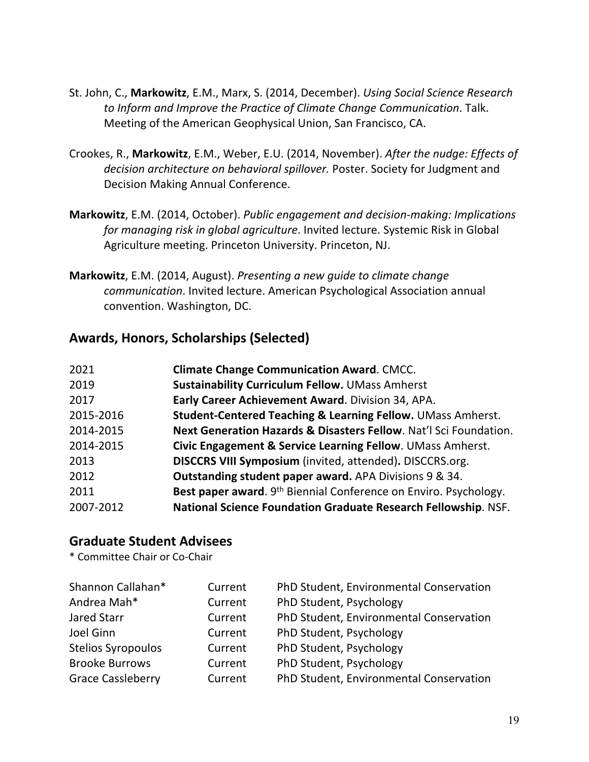St. John, C., **Markowitz**, E.M., Marx, S. (2014, December). *Using Social Science Research to Inform and Improve the Practice of Climate Change Communication*. Talk. Meeting of the American Geophysical Union, San Francisco, CA.

Crookes, R., **Markowitz**, E.M., Weber, E.U. (2014, November). *After the nudge: Effects of decision architecture on behavioral spillover.* Poster. Society for Judgment and Decision Making Annual Conference.

**Markowitz**, E.M. (2014, October). *Public engagement and decision-making: Implications for managing risk in global agriculture*. Invited lecture. Systemic Risk in Global Agriculture meeting. Princeton University. Princeton, NJ.

**Markowitz**, E.M. (2014, August). *Presenting a new guide to climate change communication*. Invited lecture. American Psychological Association annual convention. Washington, DC.

## Awards, Honors, Scholarships (Selected)

| | |
|---|---|
| 2021 | **Climate Change Communication Award**. CMCC. |
| 2019 | **Sustainability Curriculum Fellow.** UMass Amherst |
| 2017 | **Early Career Achievement Award**. Division 34, APA. |
| 2015-2016 | **Student-Centered Teaching & Learning Fellow.** UMass Amherst. |
| 2014-2015 | **Next Generation Hazards & Disasters Fellow**. Nat'l Sci Foundation. |
| 2014-2015 | **Civic Engagement & Service Learning Fellow**. UMass Amherst. |
| 2013 | **DISCCRS VIII Symposium** (invited, attended)**.** DISCCRS.org. |
| 2012 | **Outstanding student paper award.** APA Divisions 9 & 34. |
| 2011 | **Best paper award**. 9th Biennial Conference on Enviro. Psychology. |
| 2007-2012 | **National Science Foundation Graduate Research Fellowship**. NSF. |

## Graduate Student Advisees

\* Committee Chair or Co-Chair

| | | |
|---|---|---|
| Shannon Callahan* | Current | PhD Student, Environmental Conservation |
| Andrea Mah* | Current | PhD Student, Psychology |
| Jared Starr | Current | PhD Student, Environmental Conservation |
| Joel Ginn | Current | PhD Student, Psychology |
| Stelios Syropoulos | Current | PhD Student, Psychology |
| Brooke Burrows | Current | PhD Student, Psychology |
| Grace Cassleberry | Current | PhD Student, Environmental Conservation |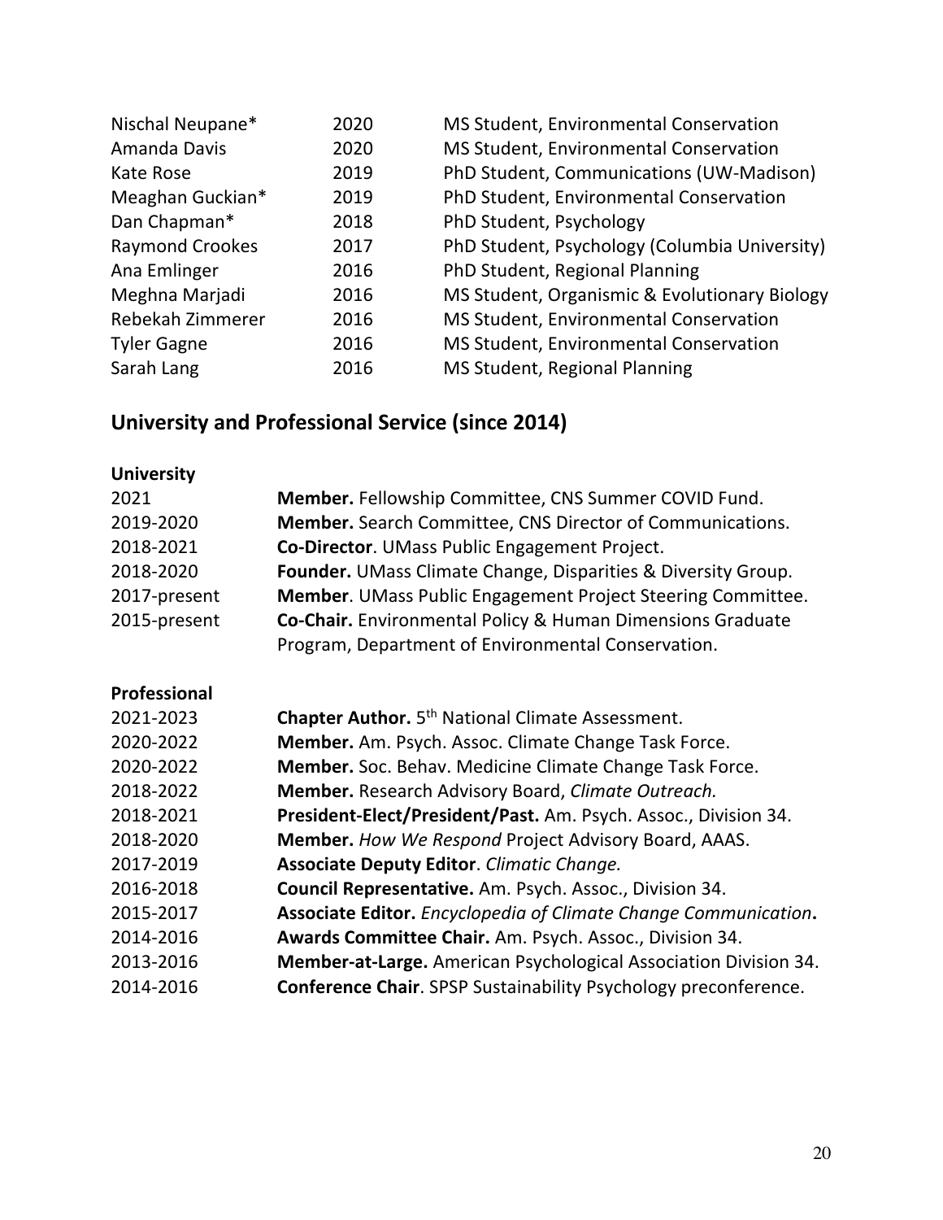| | | |
|---|---|---|
| Nischal Neupane* | 2020 | MS Student, Environmental Conservation |
| Amanda Davis | 2020 | MS Student, Environmental Conservation |
| Kate Rose | 2019 | PhD Student, Communications (UW-Madison) |
| Meaghan Guckian* | 2019 | PhD Student, Environmental Conservation |
| Dan Chapman* | 2018 | PhD Student, Psychology |
| Raymond Crookes | 2017 | PhD Student, Psychology (Columbia University) |
| Ana Emlinger | 2016 | PhD Student, Regional Planning |
| Meghna Marjadi | 2016 | MS Student, Organismic & Evolutionary Biology |
| Rebekah Zimmerer | 2016 | MS Student, Environmental Conservation |
| Tyler Gagne | 2016 | MS Student, Environmental Conservation |
| Sarah Lang | 2016 | MS Student, Regional Planning |

## University and Professional Service (since 2014)

**University**

| | |
|---|---|
| 2021 | **Member.** Fellowship Committee, CNS Summer COVID Fund. |
| 2019-2020 | **Member.** Search Committee, CNS Director of Communications. |
| 2018-2021 | **Co-Director**. UMass Public Engagement Project. |
| 2018-2020 | **Founder.** UMass Climate Change, Disparities & Diversity Group. |
| 2017-present | **Member**. UMass Public Engagement Project Steering Committee. |
| 2015-present | **Co-Chair.** Environmental Policy & Human Dimensions Graduate Program, Department of Environmental Conservation. |

**Professional**

| | |
|---|---|
| 2021-2023 | **Chapter Author.** 5th National Climate Assessment. |
| 2020-2022 | **Member.** Am. Psych. Assoc. Climate Change Task Force. |
| 2020-2022 | **Member.** Soc. Behav. Medicine Climate Change Task Force. |
| 2018-2022 | **Member.** Research Advisory Board, *Climate Outreach.* |
| 2018-2021 | **President-Elect/President/Past.** Am. Psych. Assoc., Division 34. |
| 2018-2020 | **Member.** *How We Respond* Project Advisory Board, AAAS. |
| 2017-2019 | **Associate Deputy Editor**. *Climatic Change.* |
| 2016-2018 | **Council Representative.** Am. Psych. Assoc., Division 34. |
| 2015-2017 | **Associate Editor.** *Encyclopedia of Climate Change Communication***.** |
| 2014-2016 | **Awards Committee Chair.** Am. Psych. Assoc., Division 34. |
| 2013-2016 | **Member-at-Large.** American Psychological Association Division 34. |
| 2014-2016 | **Conference Chair**. SPSP Sustainability Psychology preconference. |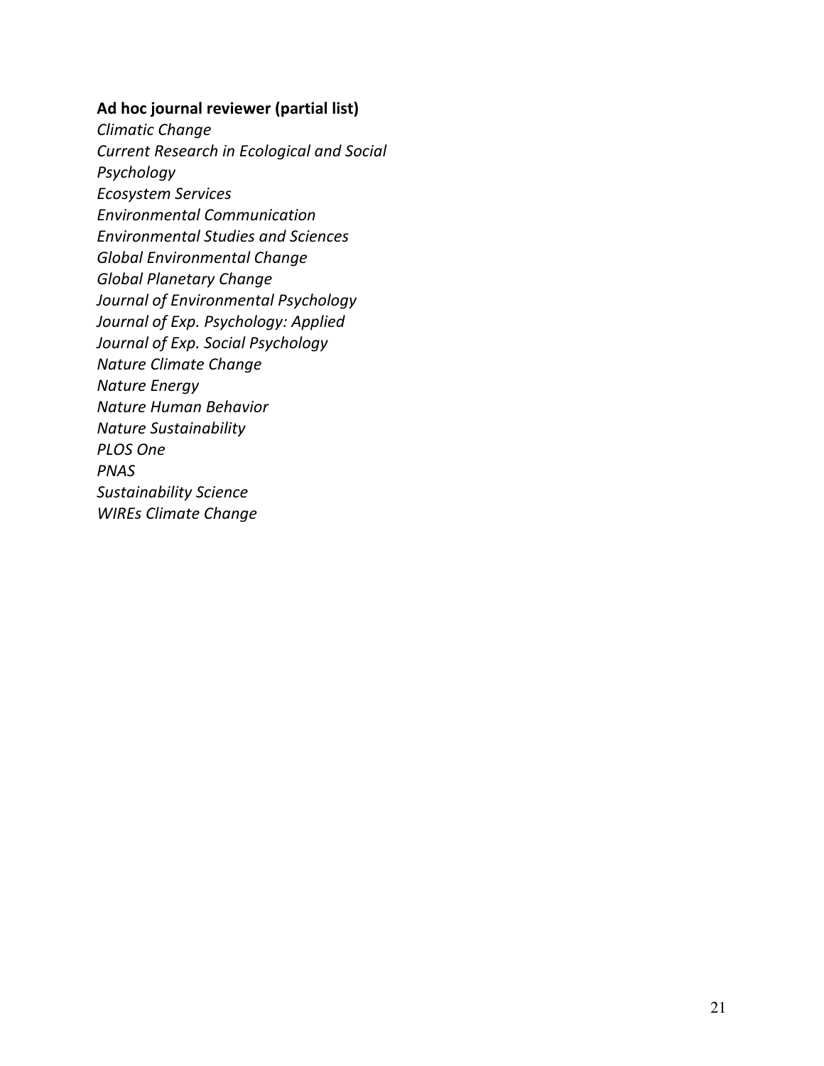**Ad hoc journal reviewer (partial list)**

*Climatic Change*
*Current Research in Ecological and Social Psychology*
*Ecosystem Services*
*Environmental Communication*
*Environmental Studies and Sciences*
*Global Environmental Change*
*Global Planetary Change*
*Journal of Environmental Psychology*
*Journal of Exp. Psychology: Applied*
*Journal of Exp. Social Psychology*
*Nature Climate Change*
*Nature Energy*
*Nature Human Behavior*
*Nature Sustainability*
*PLOS One*
*PNAS*
*Sustainability Science*
*WIREs Climate Change*